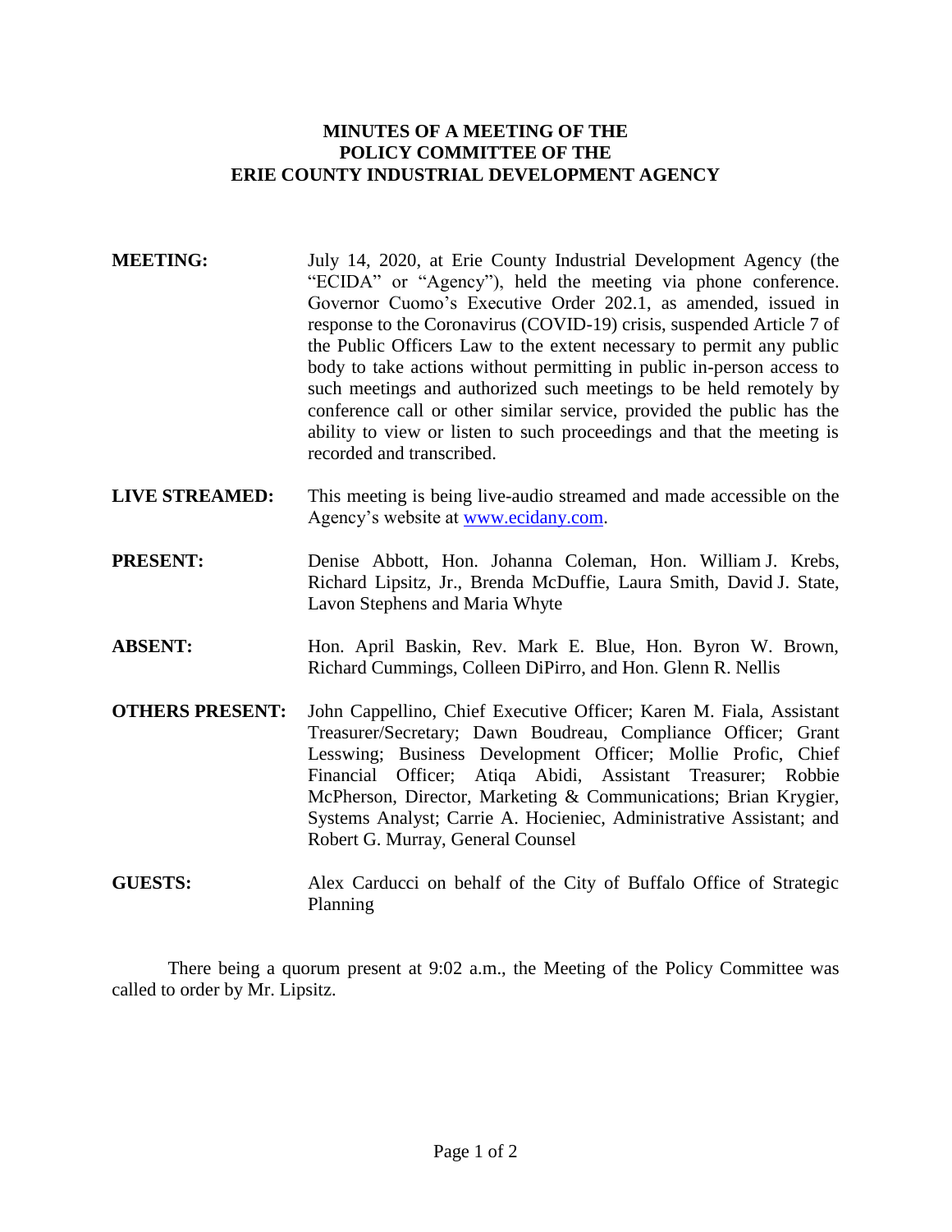# MINUTES OF A MEETING OF THE POLICY COMMITTEE OF THE ERIE COUNTY INDUSTRIAL DEVELOPMENT AGENCY

**MEETING:** July 14, 2020, at Erie County Industrial Development Agency (the "ECIDA" or "Agency"), held the meeting via phone conference. Governor Cuomo's Executive Order 202.1, as amended, issued in response to the Coronavirus (COVID-19) crisis, suspended Article 7 of the Public Officers Law to the extent necessary to permit any public body to take actions without permitting in public in-person access to such meetings and authorized such meetings to be held remotely by conference call or other similar service, provided the public has the ability to view or listen to such proceedings and that the meeting is recorded and transcribed.

**LIVE STREAMED:** This meeting is being live-audio streamed and made accessible on the Agency's website at www.ecidany.com.

**PRESENT:** Denise Abbott, Hon. Johanna Coleman, Hon. William J. Krebs, Richard Lipsitz, Jr., Brenda McDuffie, Laura Smith, David J. State, Lavon Stephens and Maria Whyte

**ABSENT:** Hon. April Baskin, Rev. Mark E. Blue, Hon. Byron W. Brown, Richard Cummings, Colleen DiPirro, and Hon. Glenn R. Nellis

**OTHERS PRESENT:** John Cappellino, Chief Executive Officer; Karen M. Fiala, Assistant Treasurer/Secretary; Dawn Boudreau, Compliance Officer; Grant Lesswing; Business Development Officer; Mollie Profic, Chief Financial Officer; Atiqa Abidi, Assistant Treasurer; Robbie McPherson, Director, Marketing & Communications; Brian Krygier, Systems Analyst; Carrie A. Hocieniec, Administrative Assistant; and Robert G. Murray, General Counsel

**GUESTS:** Alex Carducci on behalf of the City of Buffalo Office of Strategic Planning

There being a quorum present at 9:02 a.m., the Meeting of the Policy Committee was called to order by Mr. Lipsitz.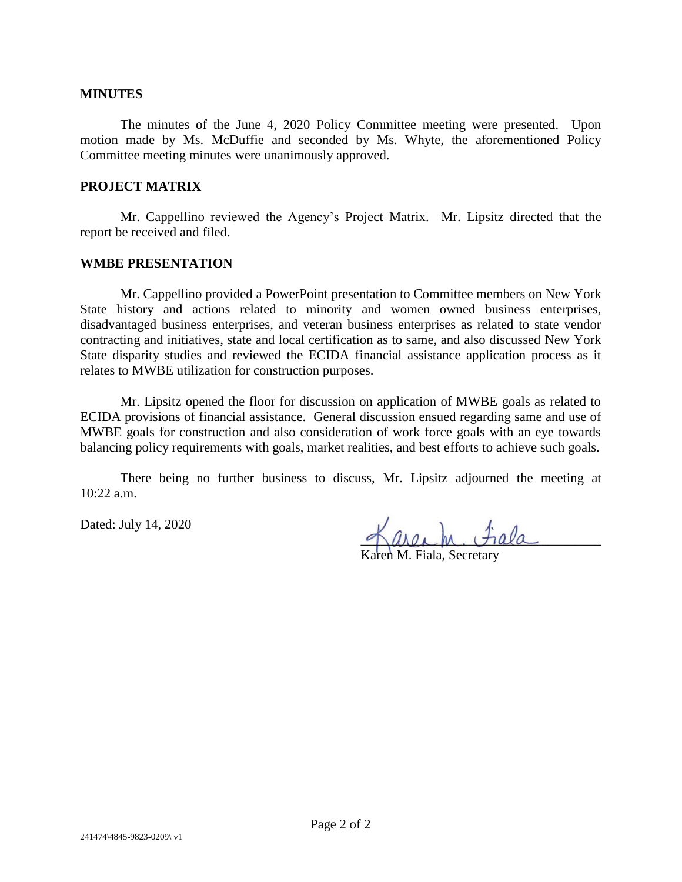## MINUTES

The minutes of the June 4, 2020 Policy Committee meeting were presented. Upon motion made by Ms. McDuffie and seconded by Ms. Whyte, the aforementioned Policy Committee meeting minutes were unanimously approved.

## PROJECT MATRIX

Mr. Cappellino reviewed the Agency's Project Matrix. Mr. Lipsitz directed that the report be received and filed.

## WMBE PRESENTATION

Mr. Cappellino provided a PowerPoint presentation to Committee members on New York State history and actions related to minority and women owned business enterprises, disadvantaged business enterprises, and veteran business enterprises as related to state vendor contracting and initiatives, state and local certification as to same, and also discussed New York State disparity studies and reviewed the ECIDA financial assistance application process as it relates to MWBE utilization for construction purposes.

Mr. Lipsitz opened the floor for discussion on application of MWBE goals as related to ECIDA provisions of financial assistance. General discussion ensued regarding same and use of MWBE goals for construction and also consideration of work force goals with an eye towards balancing policy requirements with goals, market realities, and best efforts to achieve such goals.

There being no further business to discuss, Mr. Lipsitz adjourned the meeting at 10:22 a.m.

Dated: July 14, 2020

Karen M. Fiala

Karen M. Fiala, Secretary

241474\4845-9823-0209\ v1